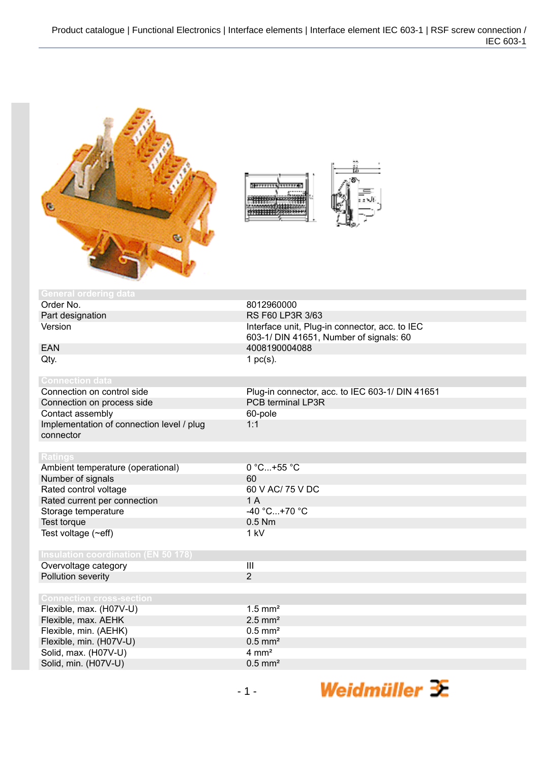## General ordering data

| | |
|---|---|
| Order No. | 8012960000 |
| Part designation | RS F60 LP3R 3/63 |
| Version | Interface unit, Plug-in connector, acc. to IEC 603-1/ DIN 41651, Number of signals: 60 |
| EAN | 4008190004088 |
| Qty. | 1 pc(s). |

## Connection data

| | |
|---|---|
| Connection on control side | Plug-in connector, acc. to IEC 603-1/ DIN 41651 |
| Connection on process side | PCB terminal LP3R |
| Contact assembly | 60-pole |
| Implementation of connection level / plug connector | 1:1 |

## Ratings

| | |
|---|---|
| Ambient temperature (operational) | 0 °C...+55 °C |
| Number of signals | 60 |
| Rated control voltage | 60 V AC/ 75 V DC |
| Rated current per connection | 1 A |
| Storage temperature | -40 °C...+70 °C |
| Test torque | 0.5 Nm |
| Test voltage (~eff) | 1 kV |

## Insulation coordination (EN 50 178)

| | |
|---|---|
| Overvoltage category | III |
| Pollution severity | 2 |

## Connection cross-section

| | |
|---|---|
| Flexible, max. (H07V-U) | 1.5 mm² |
| Flexible, max. AEHK | 2.5 mm² |
| Flexible, min. (AEHK) | 0.5 mm² |
| Flexible, min. (H07V-U) | 0.5 mm² |
| Solid, max. (H07V-U) | 4 mm² |
| Solid, min. (H07V-U) | 0.5 mm² |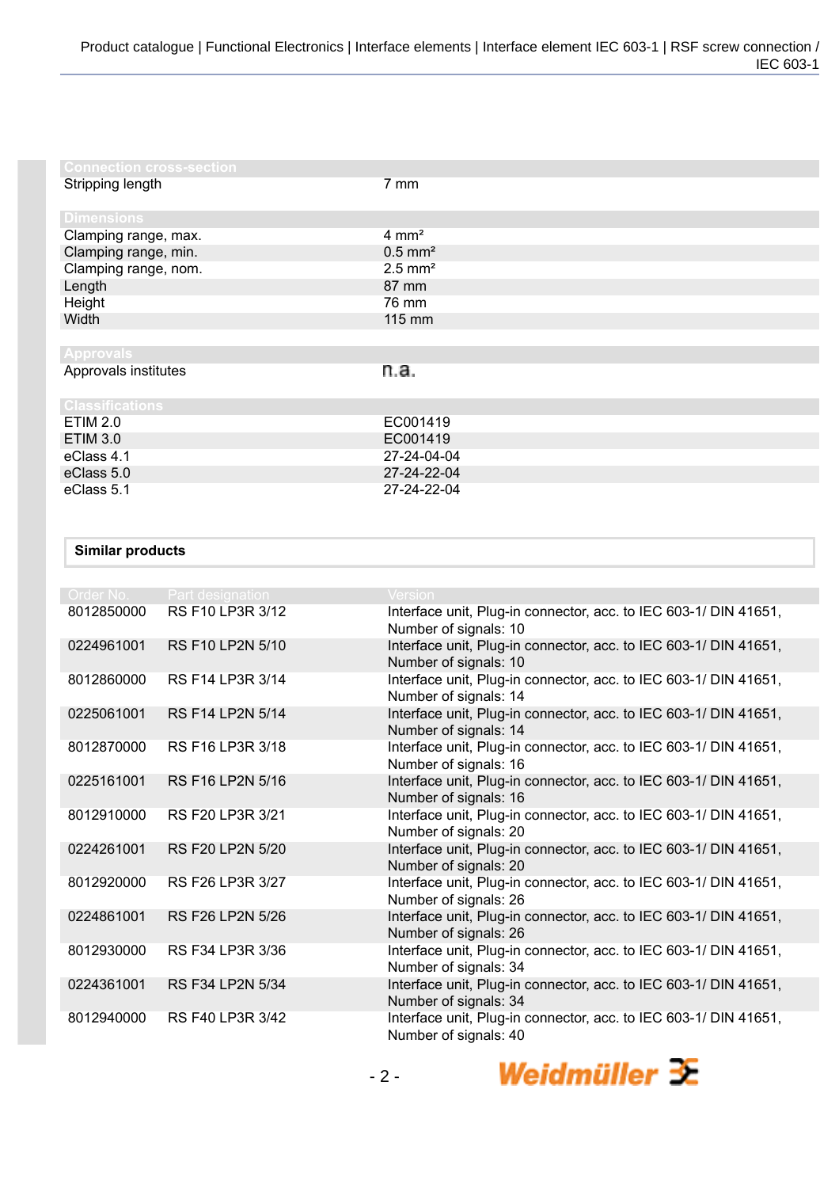| Connection cross-section | |
|---|---|
| Stripping length | 7 mm |

| Dimensions | |
|---|---|
| Clamping range, max. | 4 mm² |
| Clamping range, min. | 0.5 mm² |
| Clamping range, nom. | 2.5 mm² |
| Length | 87 mm |
| Height | 76 mm |
| Width | 115 mm |

| Approvals | |
|---|---|
| Approvals institutes | n.a. |

| Classifications | |
|---|---|
| ETIM 2.0 | EC001419 |
| ETIM 3.0 | EC001419 |
| eClass 4.1 | 27-24-04-04 |
| eClass 5.0 | 27-24-22-04 |
| eClass 5.1 | 27-24-22-04 |

**Similar products**

| Order No. | Part designation | Version |
|---|---|---|
| 8012850000 | RS F10 LP3R 3/12 | Interface unit, Plug-in connector, acc. to IEC 603-1/ DIN 41651, Number of signals: 10 |
| 0224961001 | RS F10 LP2N 5/10 | Interface unit, Plug-in connector, acc. to IEC 603-1/ DIN 41651, Number of signals: 10 |
| 8012860000 | RS F14 LP3R 3/14 | Interface unit, Plug-in connector, acc. to IEC 603-1/ DIN 41651, Number of signals: 14 |
| 0225061001 | RS F14 LP2N 5/14 | Interface unit, Plug-in connector, acc. to IEC 603-1/ DIN 41651, Number of signals: 14 |
| 8012870000 | RS F16 LP3R 3/18 | Interface unit, Plug-in connector, acc. to IEC 603-1/ DIN 41651, Number of signals: 16 |
| 0225161001 | RS F16 LP2N 5/16 | Interface unit, Plug-in connector, acc. to IEC 603-1/ DIN 41651, Number of signals: 16 |
| 8012910000 | RS F20 LP3R 3/21 | Interface unit, Plug-in connector, acc. to IEC 603-1/ DIN 41651, Number of signals: 20 |
| 0224261001 | RS F20 LP2N 5/20 | Interface unit, Plug-in connector, acc. to IEC 603-1/ DIN 41651, Number of signals: 20 |
| 8012920000 | RS F26 LP3R 3/27 | Interface unit, Plug-in connector, acc. to IEC 603-1/ DIN 41651, Number of signals: 26 |
| 0224861001 | RS F26 LP2N 5/26 | Interface unit, Plug-in connector, acc. to IEC 603-1/ DIN 41651, Number of signals: 26 |
| 8012930000 | RS F34 LP3R 3/36 | Interface unit, Plug-in connector, acc. to IEC 603-1/ DIN 41651, Number of signals: 34 |
| 0224361001 | RS F34 LP2N 5/34 | Interface unit, Plug-in connector, acc. to IEC 603-1/ DIN 41651, Number of signals: 34 |
| 8012940000 | RS F40 LP3R 3/42 | Interface unit, Plug-in connector, acc. to IEC 603-1/ DIN 41651, Number of signals: 40 |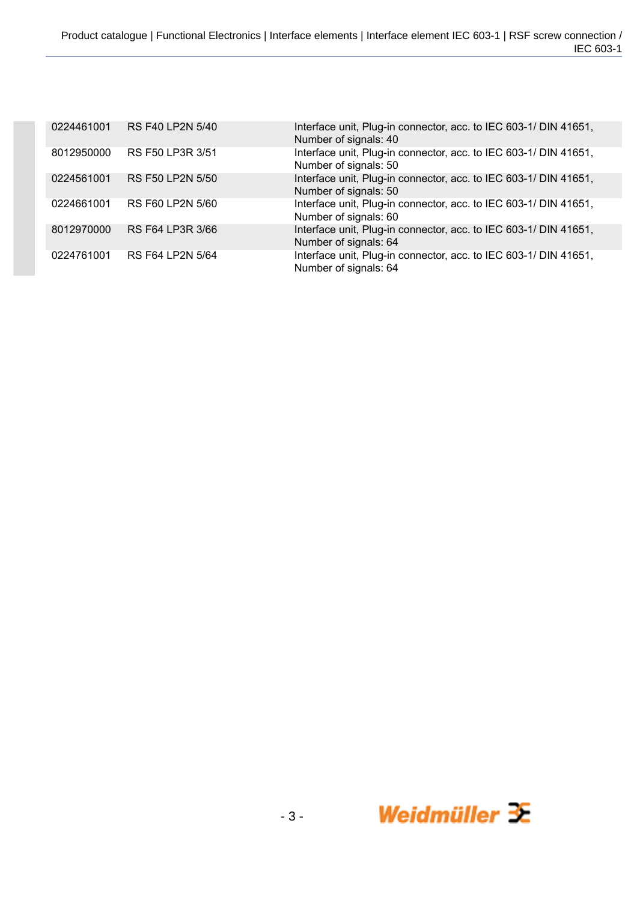| | | |
|---|---|---|
| 0224461001 | RS F40 LP2N 5/40 | Interface unit, Plug-in connector, acc. to IEC 603-1/ DIN 41651, Number of signals: 40 |
| 8012950000 | RS F50 LP3R 3/51 | Interface unit, Plug-in connector, acc. to IEC 603-1/ DIN 41651, Number of signals: 50 |
| 0224561001 | RS F50 LP2N 5/50 | Interface unit, Plug-in connector, acc. to IEC 603-1/ DIN 41651, Number of signals: 50 |
| 0224661001 | RS F60 LP2N 5/60 | Interface unit, Plug-in connector, acc. to IEC 603-1/ DIN 41651, Number of signals: 60 |
| 8012970000 | RS F64 LP3R 3/66 | Interface unit, Plug-in connector, acc. to IEC 603-1/ DIN 41651, Number of signals: 64 |
| 0224761001 | RS F64 LP2N 5/64 | Interface unit, Plug-in connector, acc. to IEC 603-1/ DIN 41651, Number of signals: 64 |